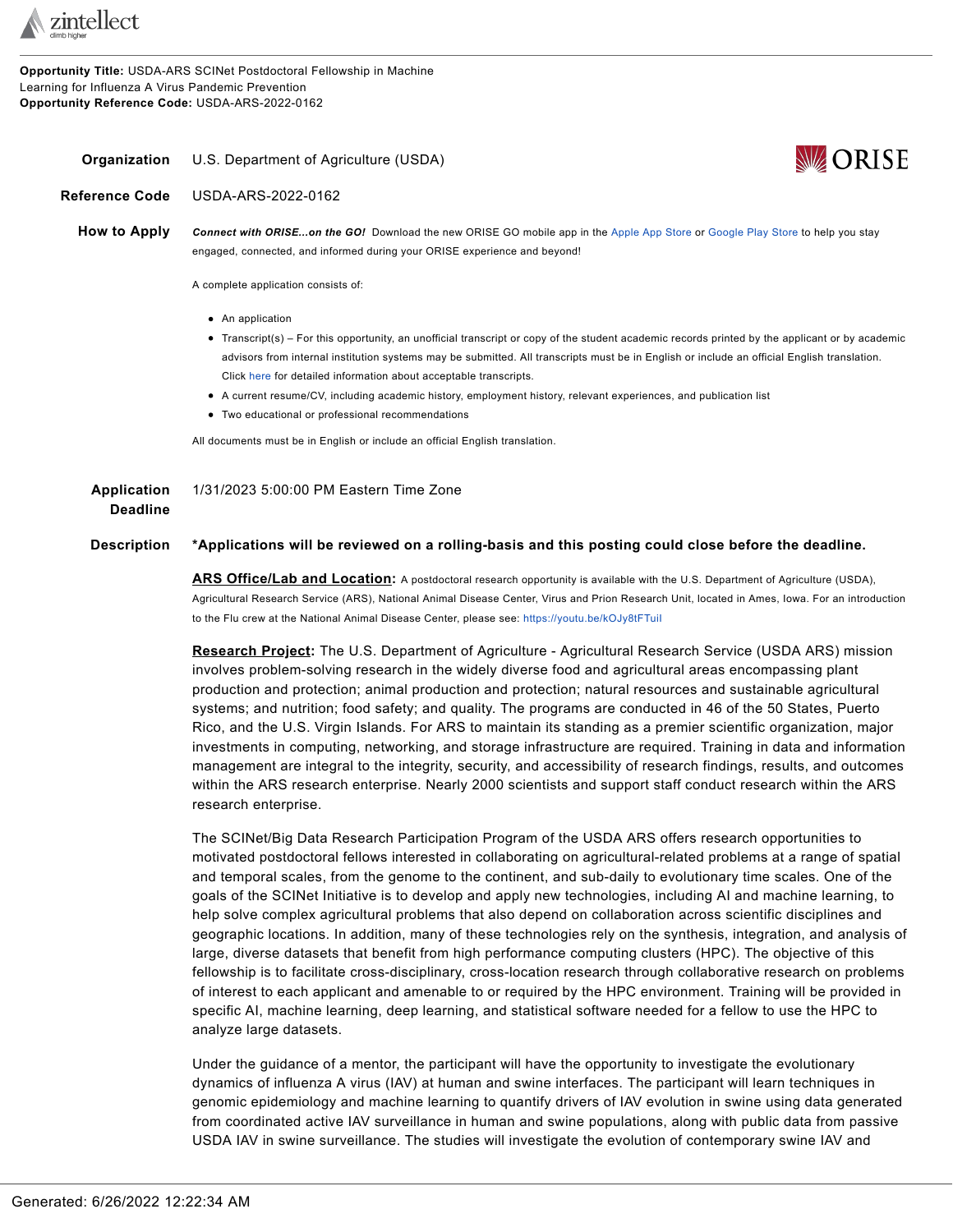**Opportunity Title:** USDA-ARS SCINet Postdoctoral Fellowship in Machine Learning for Influenza A Virus Pandemic Prevention
**Opportunity Reference Code:** USDA-ARS-2022-0162

**Organization** U.S. Department of Agriculture (USDA)

**Reference Code** USDA-ARS-2022-0162

**How to Apply** ***Connect with ORISE...on the GO!*** Download the new ORISE GO mobile app in the Apple App Store or Google Play Store to help you stay engaged, connected, and informed during your ORISE experience and beyond!

A complete application consists of:

- An application
- Transcript(s) – For this opportunity, an unofficial transcript or copy of the student academic records printed by the applicant or by academic advisors from internal institution systems may be submitted. All transcripts must be in English or include an official English translation. Click here for detailed information about acceptable transcripts.
- A current resume/CV, including academic history, employment history, relevant experiences, and publication list
- Two educational or professional recommendations

All documents must be in English or include an official English translation.

**Application Deadline** 1/31/2023 5:00:00 PM Eastern Time Zone

**Description** **\*Applications will be reviewed on a rolling-basis and this posting could close before the deadline.**

**ARS Office/Lab and Location:** A postdoctoral research opportunity is available with the U.S. Department of Agriculture (USDA), Agricultural Research Service (ARS), National Animal Disease Center, Virus and Prion Research Unit, located in Ames, Iowa. For an introduction to the Flu crew at the National Animal Disease Center, please see: https://youtu.be/kOJy8tFTuiI

**Research Project:** The U.S. Department of Agriculture - Agricultural Research Service (USDA ARS) mission involves problem-solving research in the widely diverse food and agricultural areas encompassing plant production and protection; animal production and protection; natural resources and sustainable agricultural systems; and nutrition; food safety; and quality. The programs are conducted in 46 of the 50 States, Puerto Rico, and the U.S. Virgin Islands. For ARS to maintain its standing as a premier scientific organization, major investments in computing, networking, and storage infrastructure are required. Training in data and information management are integral to the integrity, security, and accessibility of research findings, results, and outcomes within the ARS research enterprise. Nearly 2000 scientists and support staff conduct research within the ARS research enterprise.

The SCINet/Big Data Research Participation Program of the USDA ARS offers research opportunities to motivated postdoctoral fellows interested in collaborating on agricultural-related problems at a range of spatial and temporal scales, from the genome to the continent, and sub-daily to evolutionary time scales. One of the goals of the SCINet Initiative is to develop and apply new technologies, including AI and machine learning, to help solve complex agricultural problems that also depend on collaboration across scientific disciplines and geographic locations. In addition, many of these technologies rely on the synthesis, integration, and analysis of large, diverse datasets that benefit from high performance computing clusters (HPC). The objective of this fellowship is to facilitate cross-disciplinary, cross-location research through collaborative research on problems of interest to each applicant and amenable to or required by the HPC environment. Training will be provided in specific AI, machine learning, deep learning, and statistical software needed for a fellow to use the HPC to analyze large datasets.

Under the guidance of a mentor, the participant will have the opportunity to investigate the evolutionary dynamics of influenza A virus (IAV) at human and swine interfaces. The participant will learn techniques in genomic epidemiology and machine learning to quantify drivers of IAV evolution in swine using data generated from coordinated active IAV surveillance in human and swine populations, along with public data from passive USDA IAV in swine surveillance. The studies will investigate the evolution of contemporary swine IAV and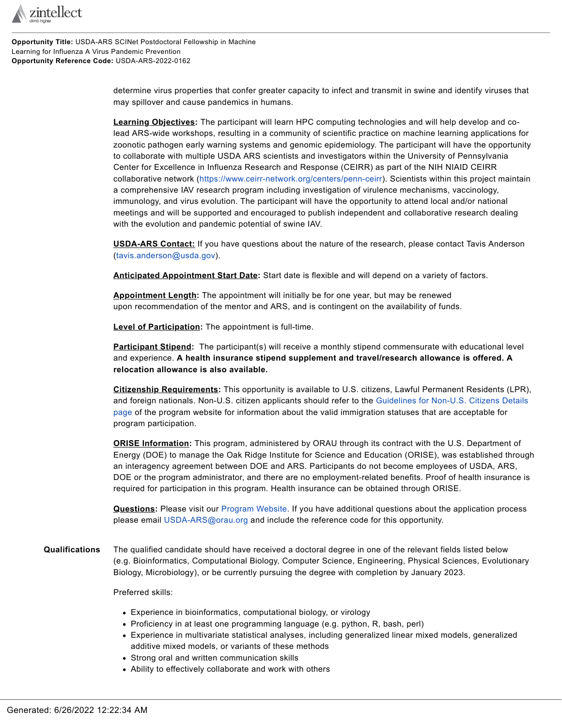determine virus properties that confer greater capacity to infect and transmit in swine and identify viruses that may spillover and cause pandemics in humans.

**Learning Objectives:** The participant will learn HPC computing technologies and will help develop and co-lead ARS-wide workshops, resulting in a community of scientific practice on machine learning applications for zoonotic pathogen early warning systems and genomic epidemiology. The participant will have the opportunity to collaborate with multiple USDA ARS scientists and investigators within the University of Pennsylvania Center for Excellence in Influenza Research and Response (CEIRR) as part of the NIH NIAID CEIRR collaborative network (https://www.ceirr-network.org/centers/penn-ceirr). Scientists within this project maintain a comprehensive IAV research program including investigation of virulence mechanisms, vaccinology, immunology, and virus evolution. The participant will have the opportunity to attend local and/or national meetings and will be supported and encouraged to publish independent and collaborative research dealing with the evolution and pandemic potential of swine IAV.

**USDA-ARS Contact:** If you have questions about the nature of the research, please contact Tavis Anderson (tavis.anderson@usda.gov).

**Anticipated Appointment Start Date:** Start date is flexible and will depend on a variety of factors.

**Appointment Length:** The appointment will initially be for one year, but may be renewed upon recommendation of the mentor and ARS, and is contingent on the availability of funds.

**Level of Participation:** The appointment is full-time.

**Participant Stipend:** The participant(s) will receive a monthly stipend commensurate with educational level and experience. **A health insurance stipend supplement and travel/research allowance is offered. A relocation allowance is also available.**

**Citizenship Requirements:** This opportunity is available to U.S. citizens, Lawful Permanent Residents (LPR), and foreign nationals. Non-U.S. citizen applicants should refer to the Guidelines for Non-U.S. Citizens Details page of the program website for information about the valid immigration statuses that are acceptable for program participation.

**ORISE Information:** This program, administered by ORAU through its contract with the U.S. Department of Energy (DOE) to manage the Oak Ridge Institute for Science and Education (ORISE), was established through an interagency agreement between DOE and ARS. Participants do not become employees of USDA, ARS, DOE or the program administrator, and there are no employment-related benefits. Proof of health insurance is required for participation in this program. Health insurance can be obtained through ORISE.

**Questions:** Please visit our Program Website. If you have additional questions about the application process please email USDA-ARS@orau.org and include the reference code for this opportunity.

## Qualifications

The qualified candidate should have received a doctoral degree in one of the relevant fields listed below (e.g. Bioinformatics, Computational Biology, Computer Science, Engineering, Physical Sciences, Evolutionary Biology, Microbiology), or be currently pursuing the degree with completion by January 2023.

Preferred skills:

- Experience in bioinformatics, computational biology, or virology
- Proficiency in at least one programming language (e.g. python, R, bash, perl)
- Experience in multivariate statistical analyses, including generalized linear mixed models, generalized additive mixed models, or variants of these methods
- Strong oral and written communication skills
- Ability to effectively collaborate and work with others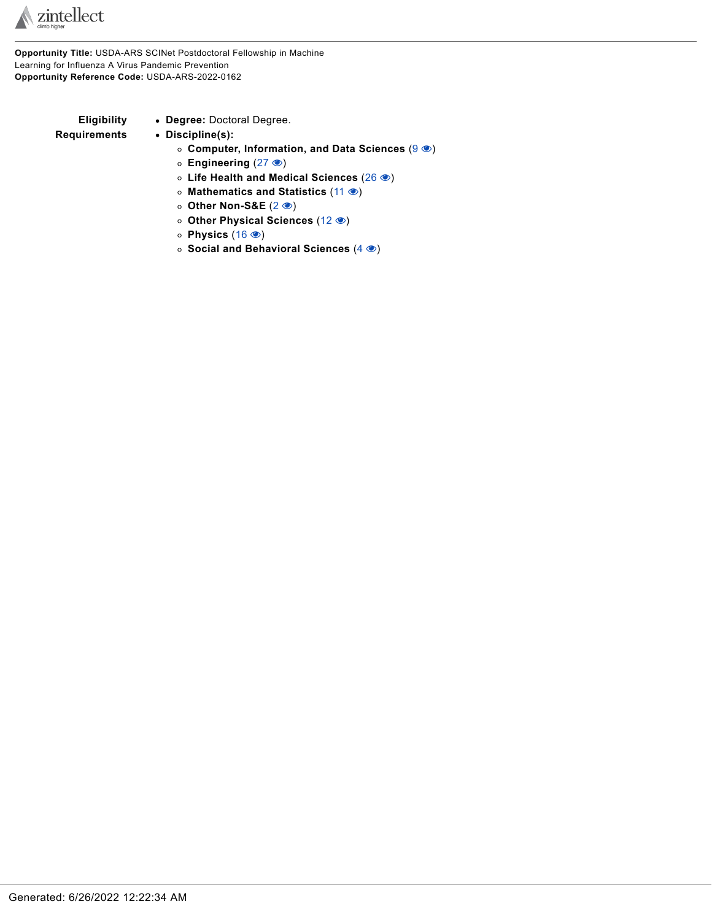**Opportunity Title:** USDA-ARS SCINet Postdoctoral Fellowship in Machine Learning for Influenza A Virus Pandemic Prevention
**Opportunity Reference Code:** USDA-ARS-2022-0162

**Eligibility Requirements**

- **Degree:** Doctoral Degree.
- **Discipline(s):**
  - **Computer, Information, and Data Sciences** (9 👁)
  - **Engineering** (27 👁)
  - **Life Health and Medical Sciences** (26 👁)
  - **Mathematics and Statistics** (11 👁)
  - **Other Non-S&E** (2 👁)
  - **Other Physical Sciences** (12 👁)
  - **Physics** (16 👁)
  - **Social and Behavioral Sciences** (4 👁)